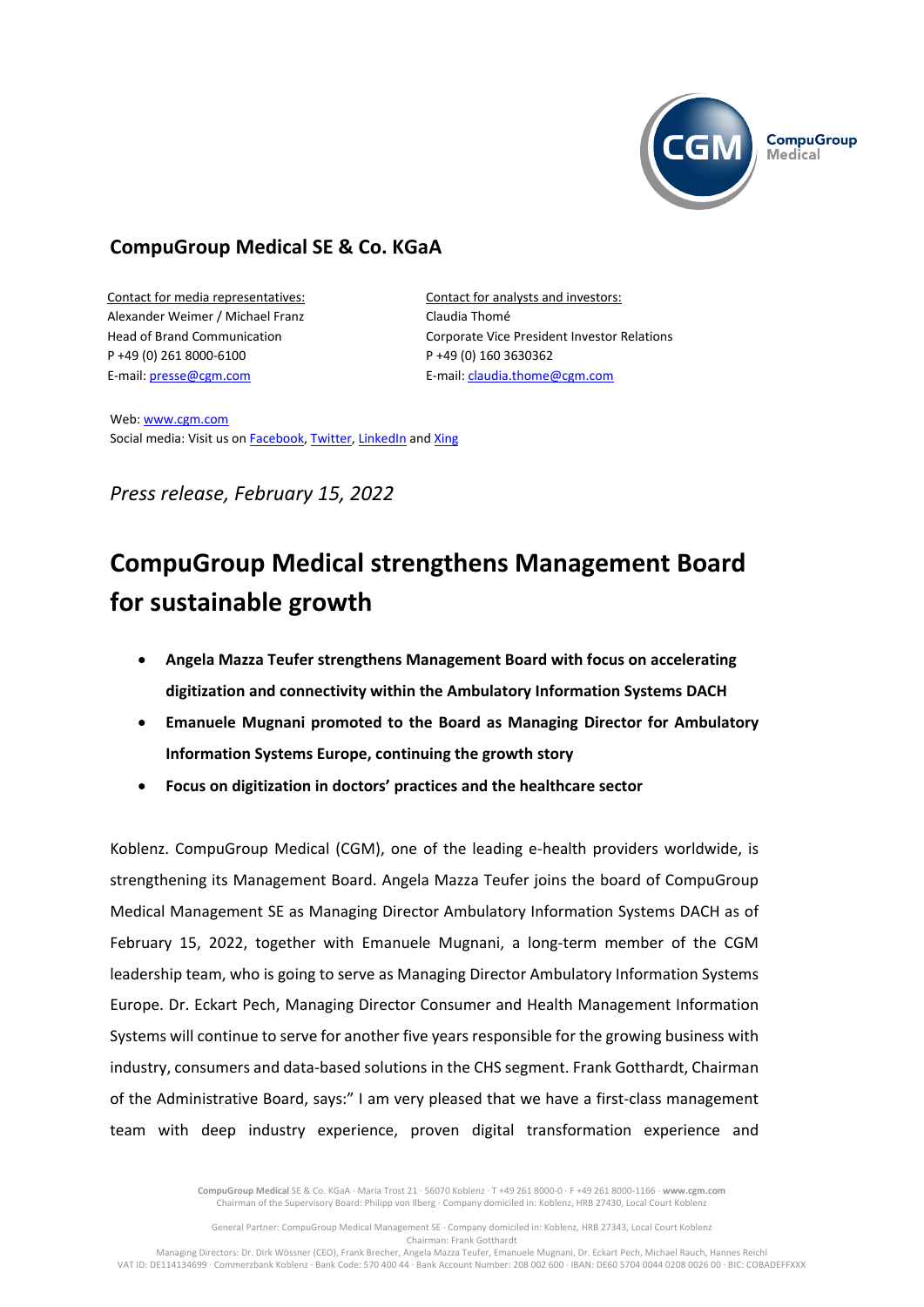## CompuGroup Medical SE & Co. KGaA

Contact for media representatives:
Alexander Weimer / Michael Franz
Head of Brand Communication
P +49 (0) 261 8000-6100
E-mail: presse@cgm.com

Contact for analysts and investors:
Claudia Thomé
Corporate Vice President Investor Relations
P +49 (0) 160 3630362
E-mail: claudia.thome@cgm.com

Web: www.cgm.com
Social media: Visit us on Facebook, Twitter, LinkedIn and Xing

*Press release, February 15, 2022*

# CompuGroup Medical strengthens Management Board for sustainable growth

- **Angela Mazza Teufer strengthens Management Board with focus on accelerating digitization and connectivity within the Ambulatory Information Systems DACH**
- **Emanuele Mugnani promoted to the Board as Managing Director for Ambulatory Information Systems Europe, continuing the growth story**
- **Focus on digitization in doctors' practices and the healthcare sector**

Koblenz. CompuGroup Medical (CGM), one of the leading e-health providers worldwide, is strengthening its Management Board. Angela Mazza Teufer joins the board of CompuGroup Medical Management SE as Managing Director Ambulatory Information Systems DACH as of February 15, 2022, together with Emanuele Mugnani, a long-term member of the CGM leadership team, who is going to serve as Managing Director Ambulatory Information Systems Europe. Dr. Eckart Pech, Managing Director Consumer and Health Management Information Systems will continue to serve for another five years responsible for the growing business with industry, consumers and data-based solutions in the CHS segment. Frank Gotthardt, Chairman of the Administrative Board, says:" I am very pleased that we have a first-class management team with deep industry experience, proven digital transformation experience and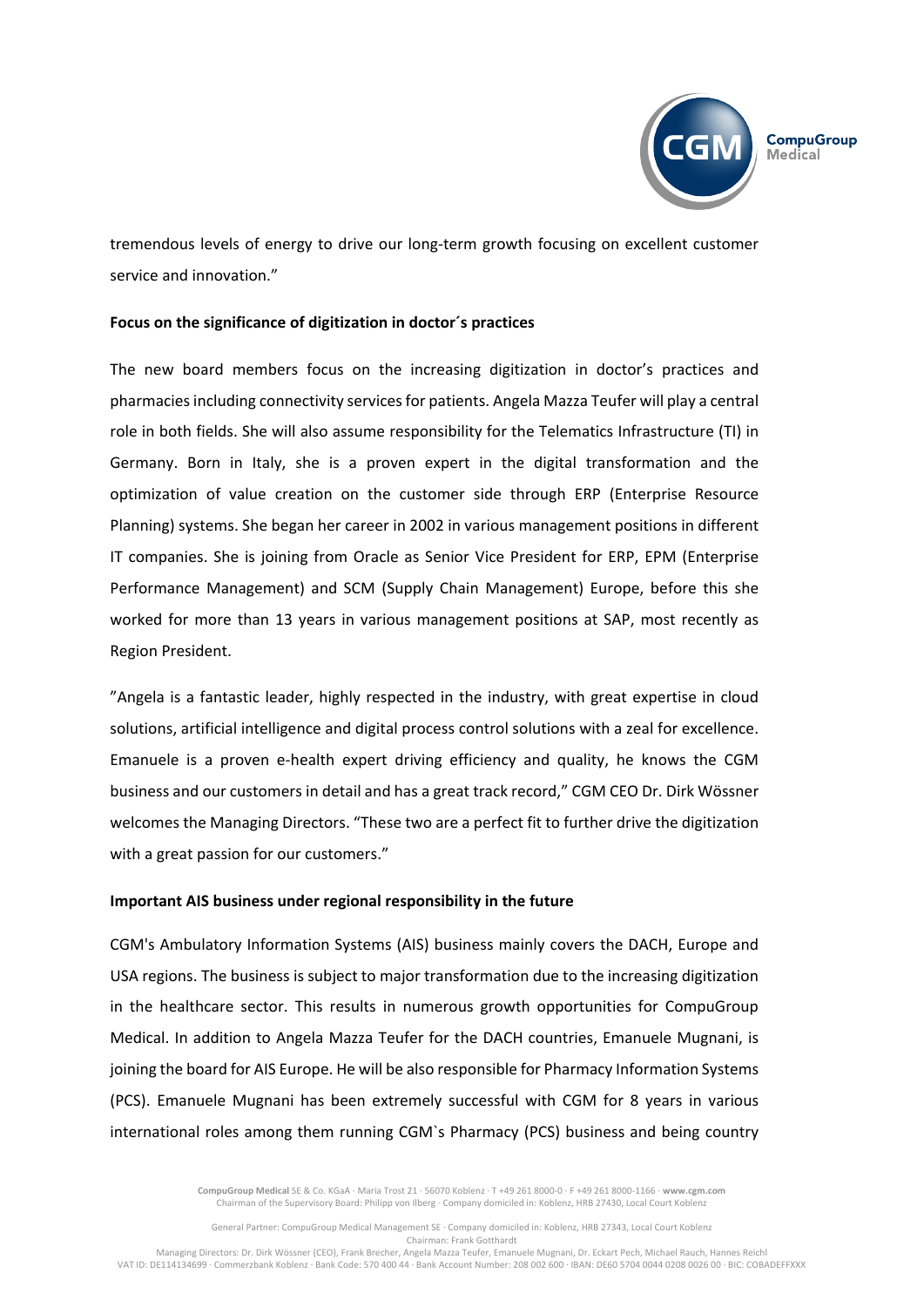tremendous levels of energy to drive our long-term growth focusing on excellent customer service and innovation."

**Focus on the significance of digitization in doctor´s practices**

The new board members focus on the increasing digitization in doctor's practices and pharmacies including connectivity services for patients. Angela Mazza Teufer will play a central role in both fields. She will also assume responsibility for the Telematics Infrastructure (TI) in Germany. Born in Italy, she is a proven expert in the digital transformation and the optimization of value creation on the customer side through ERP (Enterprise Resource Planning) systems. She began her career in 2002 in various management positions in different IT companies. She is joining from Oracle as Senior Vice President for ERP, EPM (Enterprise Performance Management) and SCM (Supply Chain Management) Europe, before this she worked for more than 13 years in various management positions at SAP, most recently as Region President.

"Angela is a fantastic leader, highly respected in the industry, with great expertise in cloud solutions, artificial intelligence and digital process control solutions with a zeal for excellence. Emanuele is a proven e-health expert driving efficiency and quality, he knows the CGM business and our customers in detail and has a great track record," CGM CEO Dr. Dirk Wössner welcomes the Managing Directors. "These two are a perfect fit to further drive the digitization with a great passion for our customers."

**Important AIS business under regional responsibility in the future**

CGM's Ambulatory Information Systems (AIS) business mainly covers the DACH, Europe and USA regions. The business is subject to major transformation due to the increasing digitization in the healthcare sector. This results in numerous growth opportunities for CompuGroup Medical. In addition to Angela Mazza Teufer for the DACH countries, Emanuele Mugnani, is joining the board for AIS Europe. He will be also responsible for Pharmacy Information Systems (PCS). Emanuele Mugnani has been extremely successful with CGM for 8 years in various international roles among them running CGM`s Pharmacy (PCS) business and being country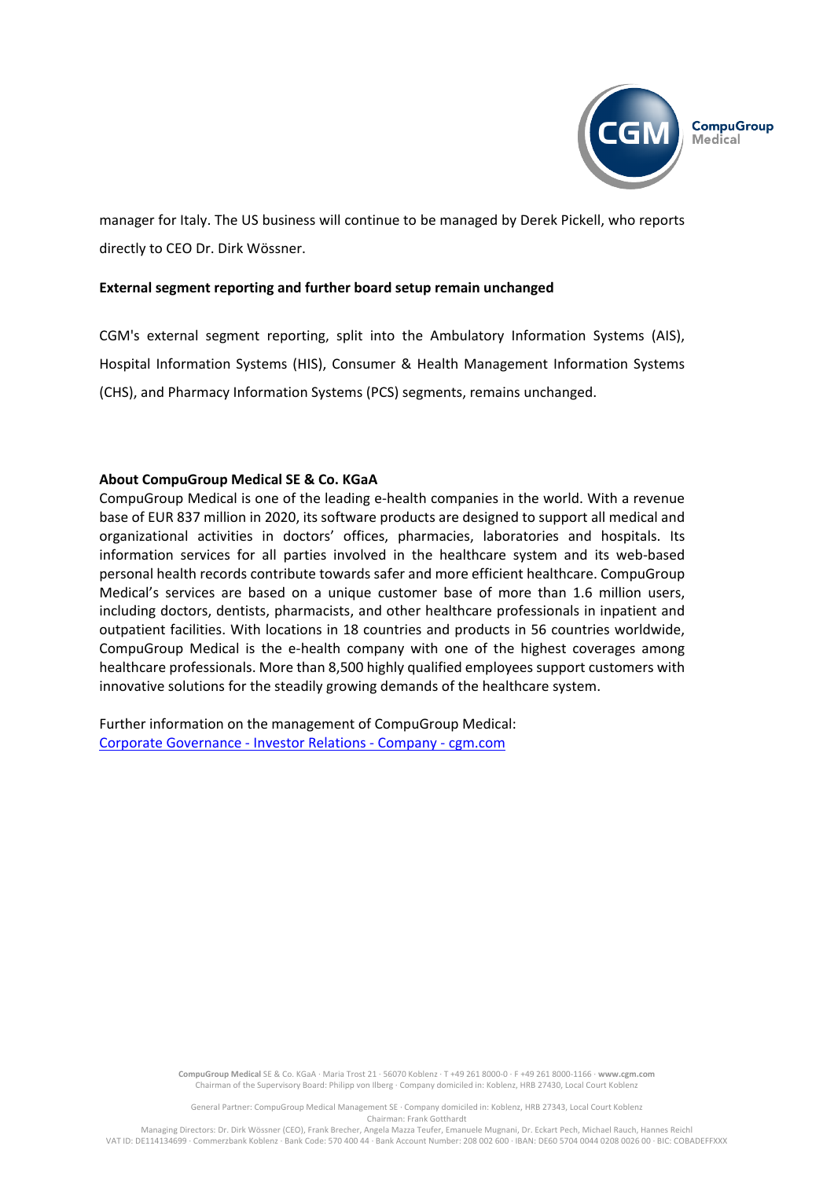manager for Italy. The US business will continue to be managed by Derek Pickell, who reports directly to CEO Dr. Dirk Wössner.

**External segment reporting and further board setup remain unchanged**

CGM's external segment reporting, split into the Ambulatory Information Systems (AIS), Hospital Information Systems (HIS), Consumer & Health Management Information Systems (CHS), and Pharmacy Information Systems (PCS) segments, remains unchanged.

**About CompuGroup Medical SE & Co. KGaA**

CompuGroup Medical is one of the leading e-health companies in the world. With a revenue base of EUR 837 million in 2020, its software products are designed to support all medical and organizational activities in doctors' offices, pharmacies, laboratories and hospitals. Its information services for all parties involved in the healthcare system and its web-based personal health records contribute towards safer and more efficient healthcare. CompuGroup Medical's services are based on a unique customer base of more than 1.6 million users, including doctors, dentists, pharmacists, and other healthcare professionals in inpatient and outpatient facilities. With locations in 18 countries and products in 56 countries worldwide, CompuGroup Medical is the e-health company with one of the highest coverages among healthcare professionals. More than 8,500 highly qualified employees support customers with innovative solutions for the steadily growing demands of the healthcare system.

Further information on the management of CompuGroup Medical:
Corporate Governance - Investor Relations - Company - cgm.com

**CompuGroup Medical** SE & Co. KGaA · Maria Trost 21 · 56070 Koblenz · T +49 261 8000-0 · F +49 261 8000-1166 · **www.cgm.com**
Chairman of the Supervisory Board: Philipp von Ilberg · Company domiciled in: Koblenz, HRB 27430, Local Court Koblenz

General Partner: CompuGroup Medical Management SE · Company domiciled in: Koblenz, HRB 27343, Local Court Koblenz
Chairman: Frank Gotthardt
Managing Directors: Dr. Dirk Wössner (CEO), Frank Brecher, Angela Mazza Teufer, Emanuele Mugnani, Dr. Eckart Pech, Michael Rauch, Hannes Reichl
VAT ID: DE114134699 · Commerzbank Koblenz · Bank Code: 570 400 44 · Bank Account Number: 208 002 600 · IBAN: DE60 5704 0044 0208 0026 00 · BIC: COBADEFFXXX